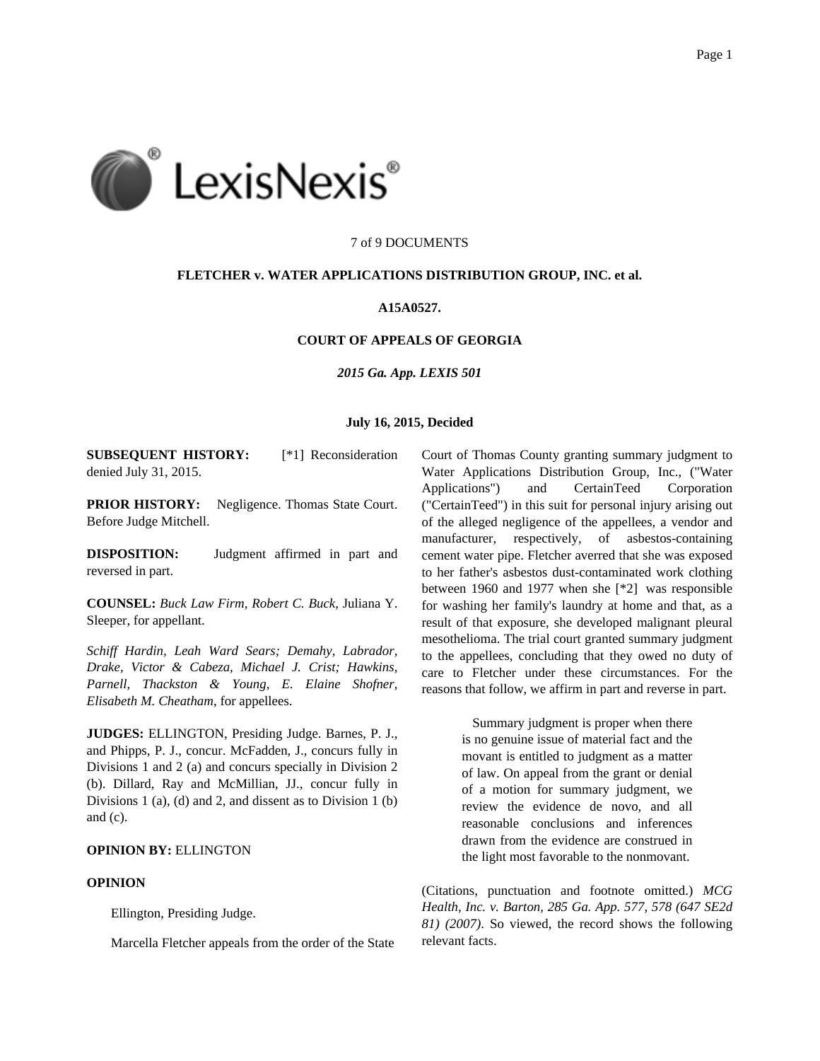7 of 9 DOCUMENTS

**FLETCHER v. WATER APPLICATIONS DISTRIBUTION GROUP, INC. et al.**

**A15A0527.**

**COURT OF APPEALS OF GEORGIA**

*2015 Ga. App. LEXIS 501*

**July 16, 2015, Decided**

**SUBSEQUENT HISTORY:** [*1] Reconsideration denied July 31, 2015.

**PRIOR HISTORY:** Negligence. Thomas State Court. Before Judge Mitchell.

**DISPOSITION:** Judgment affirmed in part and reversed in part.

**COUNSEL:** *Buck Law Firm, Robert C. Buck,* Juliana Y. Sleeper, for appellant.

*Schiff Hardin, Leah Ward Sears; Demahy, Labrador, Drake, Victor & Cabeza, Michael J. Crist; Hawkins, Parnell, Thackston & Young, E. Elaine Shofner, Elisabeth M. Cheatham,* for appellees.

**JUDGES:** ELLINGTON, Presiding Judge. Barnes, P. J., and Phipps, P. J., concur. McFadden, J., concurs fully in Divisions 1 and 2 (a) and concurs specially in Division 2 (b). Dillard, Ray and McMillian, JJ., concur fully in Divisions 1 (a), (d) and 2, and dissent as to Division 1 (b) and (c).

**OPINION BY:** ELLINGTON

**OPINION**

Ellington, Presiding Judge.

Marcella Fletcher appeals from the order of the State Court of Thomas County granting summary judgment to Water Applications Distribution Group, Inc., ("Water Applications") and CertainTeed Corporation ("CertainTeed") in this suit for personal injury arising out of the alleged negligence of the appellees, a vendor and manufacturer, respectively, of asbestos-containing cement water pipe. Fletcher averred that she was exposed to her father's asbestos dust-contaminated work clothing between 1960 and 1977 when she [*2] was responsible for washing her family's laundry at home and that, as a result of that exposure, she developed malignant pleural mesothelioma. The trial court granted summary judgment to the appellees, concluding that they owed no duty of care to Fletcher under these circumstances. For the reasons that follow, we affirm in part and reverse in part.

> Summary judgment is proper when there is no genuine issue of material fact and the movant is entitled to judgment as a matter of law. On appeal from the grant or denial of a motion for summary judgment, we review the evidence de novo, and all reasonable conclusions and inferences drawn from the evidence are construed in the light most favorable to the nonmovant.

(Citations, punctuation and footnote omitted.) *MCG Health, Inc. v. Barton, 285 Ga. App. 577, 578 (647 SE2d 81) (2007)*. So viewed, the record shows the following relevant facts.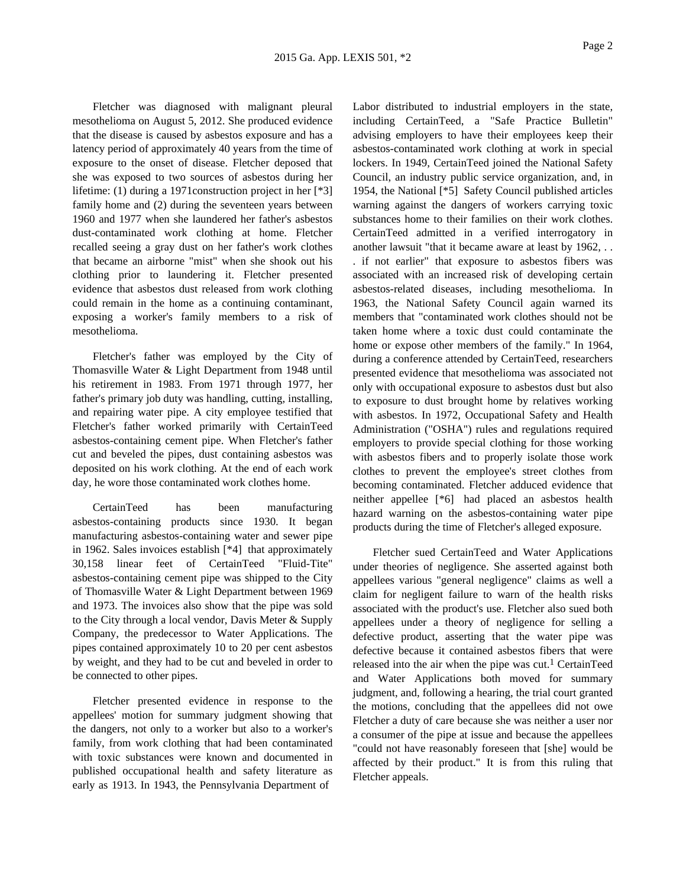Fletcher was diagnosed with malignant pleural mesothelioma on August 5, 2012. She produced evidence that the disease is caused by asbestos exposure and has a latency period of approximately 40 years from the time of exposure to the onset of disease. Fletcher deposed that she was exposed to two sources of asbestos during her lifetime: (1) during a 1971construction project in her [*3] family home and (2) during the seventeen years between 1960 and 1977 when she laundered her father's asbestos dust-contaminated work clothing at home. Fletcher recalled seeing a gray dust on her father's work clothes that became an airborne "mist" when she shook out his clothing prior to laundering it. Fletcher presented evidence that asbestos dust released from work clothing could remain in the home as a continuing contaminant, exposing a worker's family members to a risk of mesothelioma.

Fletcher's father was employed by the City of Thomasville Water & Light Department from 1948 until his retirement in 1983. From 1971 through 1977, her father's primary job duty was handling, cutting, installing, and repairing water pipe. A city employee testified that Fletcher's father worked primarily with CertainTeed asbestos-containing cement pipe. When Fletcher's father cut and beveled the pipes, dust containing asbestos was deposited on his work clothing. At the end of each work day, he wore those contaminated work clothes home.

CertainTeed has been manufacturing asbestos-containing products since 1930. It began manufacturing asbestos-containing water and sewer pipe in 1962. Sales invoices establish [*4] that approximately 30,158 linear feet of CertainTeed "Fluid-Tite" asbestos-containing cement pipe was shipped to the City of Thomasville Water & Light Department between 1969 and 1973. The invoices also show that the pipe was sold to the City through a local vendor, Davis Meter & Supply Company, the predecessor to Water Applications. The pipes contained approximately 10 to 20 per cent asbestos by weight, and they had to be cut and beveled in order to be connected to other pipes.

Fletcher presented evidence in response to the appellees' motion for summary judgment showing that the dangers, not only to a worker but also to a worker's family, from work clothing that had been contaminated with toxic substances were known and documented in published occupational health and safety literature as early as 1913. In 1943, the Pennsylvania Department of Labor distributed to industrial employers in the state, including CertainTeed, a "Safe Practice Bulletin" advising employers to have their employees keep their asbestos-contaminated work clothing at work in special lockers. In 1949, CertainTeed joined the National Safety Council, an industry public service organization, and, in 1954, the National [*5] Safety Council published articles warning against the dangers of workers carrying toxic substances home to their families on their work clothes. CertainTeed admitted in a verified interrogatory in another lawsuit "that it became aware at least by 1962, . . . if not earlier" that exposure to asbestos fibers was associated with an increased risk of developing certain asbestos-related diseases, including mesothelioma. In 1963, the National Safety Council again warned its members that "contaminated work clothes should not be taken home where a toxic dust could contaminate the home or expose other members of the family." In 1964, during a conference attended by CertainTeed, researchers presented evidence that mesothelioma was associated not only with occupational exposure to asbestos dust but also to exposure to dust brought home by relatives working with asbestos. In 1972, Occupational Safety and Health Administration ("OSHA") rules and regulations required employers to provide special clothing for those working with asbestos fibers and to properly isolate those work clothes to prevent the employee's street clothes from becoming contaminated. Fletcher adduced evidence that neither appellee [*6] had placed an asbestos health hazard warning on the asbestos-containing water pipe products during the time of Fletcher's alleged exposure.

Fletcher sued CertainTeed and Water Applications under theories of negligence. She asserted against both appellees various "general negligence" claims as well a claim for negligent failure to warn of the health risks associated with the product's use. Fletcher also sued both appellees under a theory of negligence for selling a defective product, asserting that the water pipe was defective because it contained asbestos fibers that were released into the air when the pipe was cut.[1] CertainTeed and Water Applications both moved for summary judgment, and, following a hearing, the trial court granted the motions, concluding that the appellees did not owe Fletcher a duty of care because she was neither a user nor a consumer of the pipe at issue and because the appellees "could not have reasonably foreseen that [she] would be affected by their product." It is from this ruling that Fletcher appeals.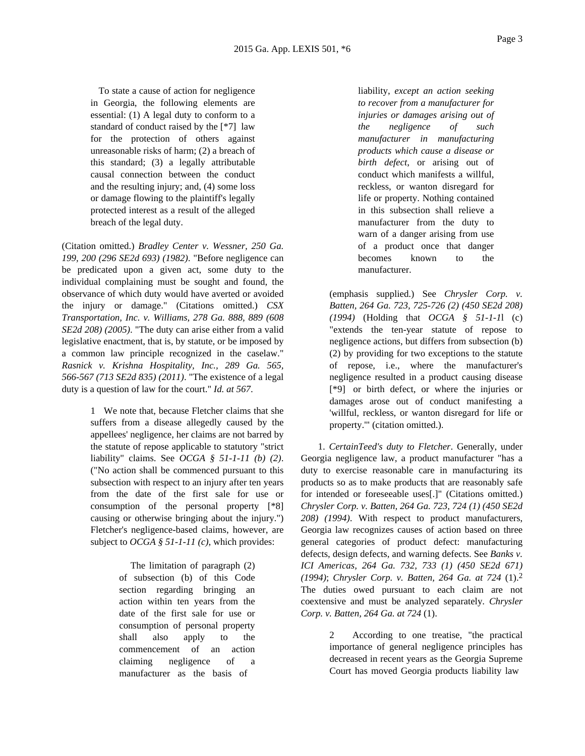> To state a cause of action for negligence in Georgia, the following elements are essential: (1) A legal duty to conform to a standard of conduct raised by the [*7] law for the protection of others against unreasonable risks of harm; (2) a breach of this standard; (3) a legally attributable causal connection between the conduct and the resulting injury; and, (4) some loss or damage flowing to the plaintiff's legally protected interest as a result of the alleged breach of the legal duty.

(Citation omitted.) *Bradley Center v. Wessner, 250 Ga. 199, 200 (296 SE2d 693) (1982)*. "Before negligence can be predicated upon a given act, some duty to the individual complaining must be sought and found, the observance of which duty would have averted or avoided the injury or damage." (Citations omitted.) *CSX Transportation, Inc. v. Williams, 278 Ga. 888, 889 (608 SE2d 208) (2005)*. "The duty can arise either from a valid legislative enactment, that is, by statute, or be imposed by a common law principle recognized in the caselaw." *Rasnick v. Krishna Hospitality, Inc., 289 Ga. 565, 566-567 (713 SE2d 835) (2011)*. "The existence of a legal duty is a question of law for the court." *Id. at 567*.

> 1 We note that, because Fletcher claims that she suffers from a disease allegedly caused by the appellees' negligence, her claims are not barred by the statute of repose applicable to statutory "strict liability" claims. See *OCGA § 51-1-11 (b) (2)*. ("No action shall be commenced pursuant to this subsection with respect to an injury after ten years from the date of the first sale for use or consumption of the personal property [*8] causing or otherwise bringing about the injury.") Fletcher's negligence-based claims, however, are subject to *OCGA § 51-1-11 (c)*, which provides:
>
> > The limitation of paragraph (2) of subsection (b) of this Code section regarding bringing an action within ten years from the date of the first sale for use or consumption of personal property shall also apply to the commencement of an action claiming negligence of a manufacturer as the basis of liability, *except an action seeking to recover from a manufacturer for injuries or damages arising out of the negligence of such manufacturer in manufacturing products which cause a disease or birth defect*, or arising out of conduct which manifests a willful, reckless, or wanton disregard for life or property. Nothing contained in this subsection shall relieve a manufacturer from the duty to warn of a danger arising from use of a product once that danger becomes known to the manufacturer.
>
> (emphasis supplied.) See *Chrysler Corp. v. Batten, 264 Ga. 723, 725-726 (2) (450 SE2d 208) (1994)* (Holding that *OCGA § 51-1-1*1 (c) "extends the ten-year statute of repose to negligence actions, but differs from subsection (b) (2) by providing for two exceptions to the statute of repose, i.e., where the manufacturer's negligence resulted in a product causing disease [*9] or birth defect, or where the injuries or damages arose out of conduct manifesting a 'willful, reckless, or wanton disregard for life or property.'" (citation omitted.).

1. *CertainTeed's duty to Fletcher*. Generally, under Georgia negligence law, a product manufacturer "has a duty to exercise reasonable care in manufacturing its products so as to make products that are reasonably safe for intended or foreseeable uses[.]" (Citations omitted.) *Chrysler Corp. v. Batten, 264 Ga. 723, 724 (1) (450 SE2d 208) (1994)*. With respect to product manufacturers, Georgia law recognizes causes of action based on three general categories of product defect: manufacturing defects, design defects, and warning defects. See *Banks v. ICI Americas, 264 Ga. 732, 733 (1) (450 SE2d 671) (1994)*; *Chrysler Corp. v. Batten, 264 Ga. at 724* (1).[2] The duties owed pursuant to each claim are not coextensive and must be analyzed separately. *Chrysler Corp. v. Batten, 264 Ga. at 724* (1).

> 2 According to one treatise, "the practical importance of general negligence principles has decreased in recent years as the Georgia Supreme Court has moved Georgia products liability law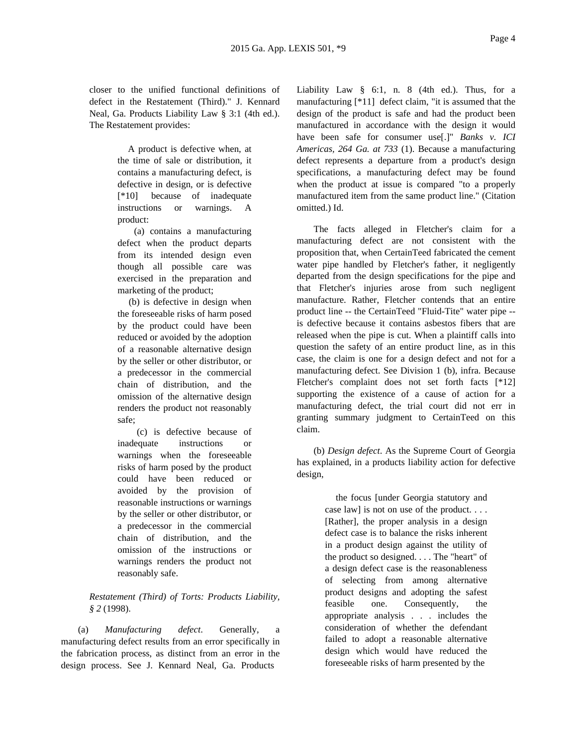closer to the unified functional definitions of defect in the Restatement (Third)." J. Kennard Neal, Ga. Products Liability Law § 3:1 (4th ed.). The Restatement provides:

> A product is defective when, at the time of sale or distribution, it contains a manufacturing defect, is defective in design, or is defective [*10] because of inadequate instructions or warnings. A product:
>
> (a) contains a manufacturing defect when the product departs from its intended design even though all possible care was exercised in the preparation and marketing of the product;
>
> (b) is defective in design when the foreseeable risks of harm posed by the product could have been reduced or avoided by the adoption of a reasonable alternative design by the seller or other distributor, or a predecessor in the commercial chain of distribution, and the omission of the alternative design renders the product not reasonably safe;
>
> (c) is defective because of inadequate instructions or warnings when the foreseeable risks of harm posed by the product could have been reduced or avoided by the provision of reasonable instructions or warnings by the seller or other distributor, or a predecessor in the commercial chain of distribution, and the omission of the instructions or warnings renders the product not reasonably safe.

*Restatement (Third) of Torts: Products Liability, § 2* (1998).

(a) *Manufacturing defect*. Generally, a manufacturing defect results from an error specifically in the fabrication process, as distinct from an error in the design process. See J. Kennard Neal, Ga. Products Liability Law § 6:1, n. 8 (4th ed.). Thus, for a manufacturing [*11] defect claim, "it is assumed that the design of the product is safe and had the product been manufactured in accordance with the design it would have been safe for consumer use[.]" *Banks v. ICI Americas, 264 Ga. at 733* (1). Because a manufacturing defect represents a departure from a product's design specifications, a manufacturing defect may be found when the product at issue is compared "to a properly manufactured item from the same product line." (Citation omitted.) Id.

The facts alleged in Fletcher's claim for a manufacturing defect are not consistent with the proposition that, when CertainTeed fabricated the cement water pipe handled by Fletcher's father, it negligently departed from the design specifications for the pipe and that Fletcher's injuries arose from such negligent manufacture. Rather, Fletcher contends that an entire product line -- the CertainTeed "Fluid-Tite" water pipe -- is defective because it contains asbestos fibers that are released when the pipe is cut. When a plaintiff calls into question the safety of an entire product line, as in this case, the claim is one for a design defect and not for a manufacturing defect. See Division 1 (b), infra. Because Fletcher's complaint does not set forth facts [*12] supporting the existence of a cause of action for a manufacturing defect, the trial court did not err in granting summary judgment to CertainTeed on this claim.

(b) *Design defect*. As the Supreme Court of Georgia has explained, in a products liability action for defective design,

> the focus [under Georgia statutory and case law] is not on use of the product. . . . [Rather], the proper analysis in a design defect case is to balance the risks inherent in a product design against the utility of the product so designed. . . . The "heart" of a design defect case is the reasonableness of selecting from among alternative product designs and adopting the safest feasible one. Consequently, the appropriate analysis . . . includes the consideration of whether the defendant failed to adopt a reasonable alternative design which would have reduced the foreseeable risks of harm presented by the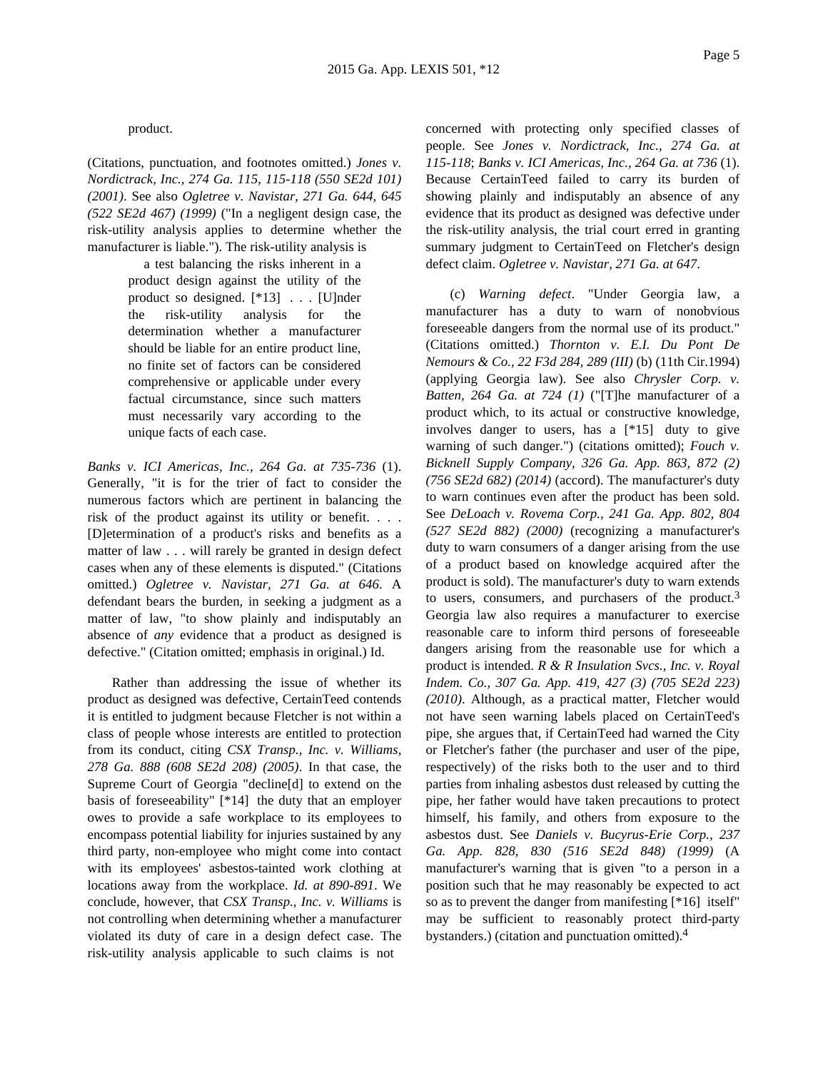product.

(Citations, punctuation, and footnotes omitted.) *Jones v. Nordictrack, Inc., 274 Ga. 115, 115-118 (550 SE2d 101) (2001)*. See also *Ogletree v. Navistar, 271 Ga. 644, 645 (522 SE2d 467) (1999)* ("In a negligent design case, the risk-utility analysis applies to determine whether the manufacturer is liable."). The risk-utility analysis is

> a test balancing the risks inherent in a product design against the utility of the product so designed. [*13] . . . [U]nder the risk-utility analysis for the determination whether a manufacturer should be liable for an entire product line, no finite set of factors can be considered comprehensive or applicable under every factual circumstance, since such matters must necessarily vary according to the unique facts of each case.

*Banks v. ICI Americas, Inc., 264 Ga. at 735-736* (1). Generally, "it is for the trier of fact to consider the numerous factors which are pertinent in balancing the risk of the product against its utility or benefit. . . . [D]etermination of a product's risks and benefits as a matter of law . . . will rarely be granted in design defect cases when any of these elements is disputed." (Citations omitted.) *Ogletree v. Navistar, 271 Ga. at 646*. A defendant bears the burden, in seeking a judgment as a matter of law, "to show plainly and indisputably an absence of *any* evidence that a product as designed is defective." (Citation omitted; emphasis in original.) Id.

Rather than addressing the issue of whether its product as designed was defective, CertainTeed contends it is entitled to judgment because Fletcher is not within a class of people whose interests are entitled to protection from its conduct, citing *CSX Transp., Inc. v. Williams, 278 Ga. 888 (608 SE2d 208) (2005)*. In that case, the Supreme Court of Georgia "decline[d] to extend on the basis of foreseeability" [*14] the duty that an employer owes to provide a safe workplace to its employees to encompass potential liability for injuries sustained by any third party, non-employee who might come into contact with its employees' asbestos-tainted work clothing at locations away from the workplace. *Id. at 890-891*. We conclude, however, that *CSX Transp., Inc. v. Williams* is not controlling when determining whether a manufacturer violated its duty of care in a design defect case. The risk-utility analysis applicable to such claims is not concerned with protecting only specified classes of people. See *Jones v. Nordictrack, Inc., 274 Ga. at 115-118*; *Banks v. ICI Americas, Inc., 264 Ga. at 736* (1). Because CertainTeed failed to carry its burden of showing plainly and indisputably an absence of any evidence that its product as designed was defective under the risk-utility analysis, the trial court erred in granting summary judgment to CertainTeed on Fletcher's design defect claim. *Ogletree v. Navistar, 271 Ga. at 647*.

(c) *Warning defect*. "Under Georgia law, a manufacturer has a duty to warn of nonobvious foreseeable dangers from the normal use of its product." (Citations omitted.) *Thornton v. E.I. Du Pont De Nemours & Co., 22 F3d 284, 289 (III)* (b) (11th Cir.1994) (applying Georgia law). See also *Chrysler Corp. v. Batten, 264 Ga. at 724 (1)* ("[T]he manufacturer of a product which, to its actual or constructive knowledge, involves danger to users, has a [*15] duty to give warning of such danger.") (citations omitted); *Fouch v. Bicknell Supply Company, 326 Ga. App. 863, 872 (2) (756 SE2d 682) (2014)* (accord). The manufacturer's duty to warn continues even after the product has been sold. See *DeLoach v. Rovema Corp., 241 Ga. App. 802, 804 (527 SE2d 882) (2000)* (recognizing a manufacturer's duty to warn consumers of a danger arising from the use of a product based on knowledge acquired after the product is sold). The manufacturer's duty to warn extends to users, consumers, and purchasers of the product.[3] Georgia law also requires a manufacturer to exercise reasonable care to inform third persons of foreseeable dangers arising from the reasonable use for which a product is intended. *R & R Insulation Svcs., Inc. v. Royal Indem. Co., 307 Ga. App. 419, 427 (3) (705 SE2d 223) (2010)*. Although, as a practical matter, Fletcher would not have seen warning labels placed on CertainTeed's pipe, she argues that, if CertainTeed had warned the City or Fletcher's father (the purchaser and user of the pipe, respectively) of the risks both to the user and to third parties from inhaling asbestos dust released by cutting the pipe, her father would have taken precautions to protect himself, his family, and others from exposure to the asbestos dust. See *Daniels v. Bucyrus-Erie Corp., 237 Ga. App. 828, 830 (516 SE2d 848) (1999)* (A manufacturer's warning that is given "to a person in a position such that he may reasonably be expected to act so as to prevent the danger from manifesting [*16] itself" may be sufficient to reasonably protect third-party bystanders.) (citation and punctuation omitted).[4]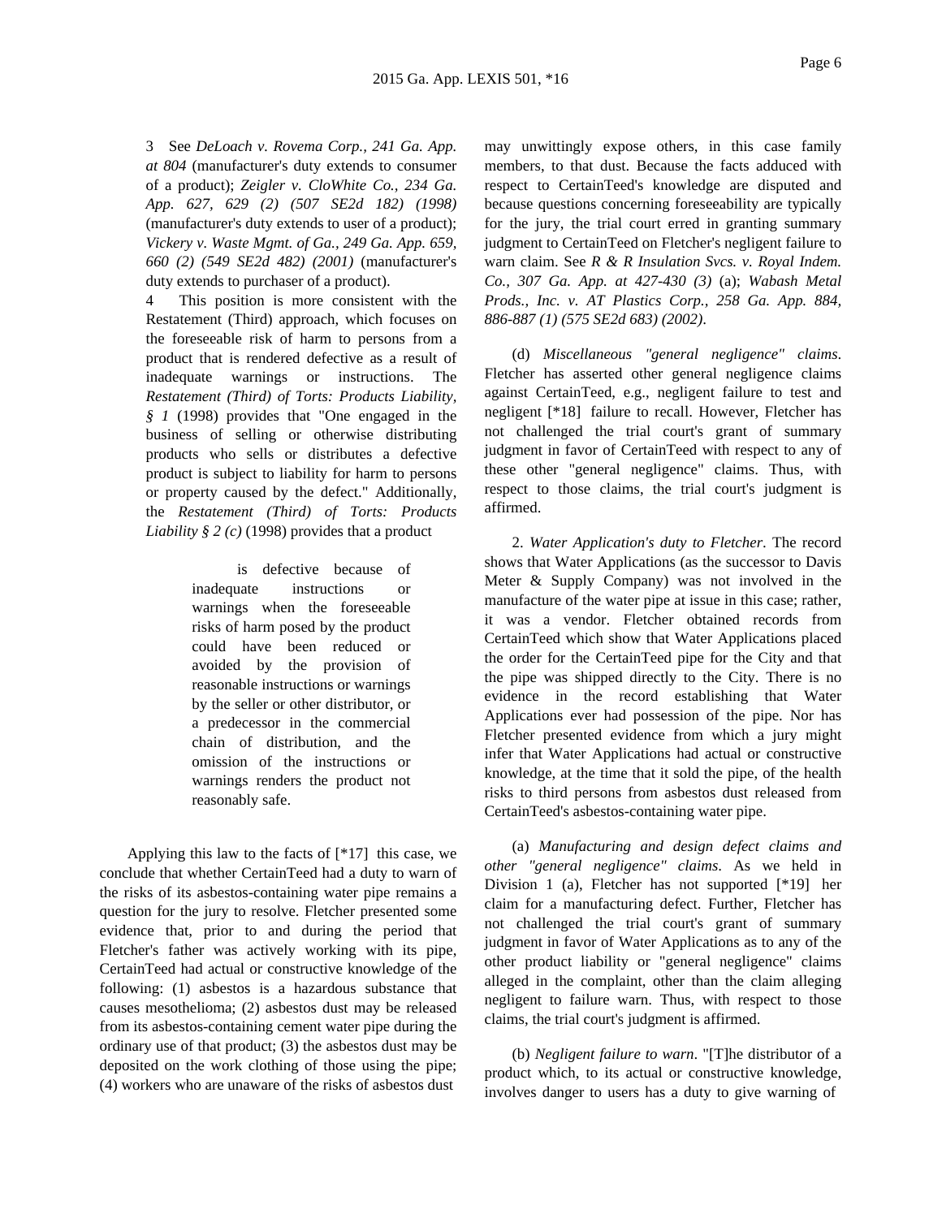3 See *DeLoach v. Rovema Corp., 241 Ga. App. at 804* (manufacturer's duty extends to consumer of a product); *Zeigler v. CloWhite Co., 234 Ga. App. 627, 629 (2) (507 SE2d 182) (1998)* (manufacturer's duty extends to user of a product); *Vickery v. Waste Mgmt. of Ga., 249 Ga. App. 659, 660 (2) (549 SE2d 482) (2001)* (manufacturer's duty extends to purchaser of a product).

4 This position is more consistent with the Restatement (Third) approach, which focuses on the foreseeable risk of harm to persons from a product that is rendered defective as a result of inadequate warnings or instructions. The *Restatement (Third) of Torts: Products Liability, § 1* (1998) provides that "One engaged in the business of selling or otherwise distributing products who sells or distributes a defective product is subject to liability for harm to persons or property caused by the defect." Additionally, the *Restatement (Third) of Torts: Products Liability § 2 (c)* (1998) provides that a product

> is defective because of inadequate instructions or warnings when the foreseeable risks of harm posed by the product could have been reduced or avoided by the provision of reasonable instructions or warnings by the seller or other distributor, or a predecessor in the commercial chain of distribution, and the omission of the instructions or warnings renders the product not reasonably safe.

Applying this law to the facts of [*17] this case, we conclude that whether CertainTeed had a duty to warn of the risks of its asbestos-containing water pipe remains a question for the jury to resolve. Fletcher presented some evidence that, prior to and during the period that Fletcher's father was actively working with its pipe, CertainTeed had actual or constructive knowledge of the following: (1) asbestos is a hazardous substance that causes mesothelioma; (2) asbestos dust may be released from its asbestos-containing cement water pipe during the ordinary use of that product; (3) the asbestos dust may be deposited on the work clothing of those using the pipe; (4) workers who are unaware of the risks of asbestos dust may unwittingly expose others, in this case family members, to that dust. Because the facts adduced with respect to CertainTeed's knowledge are disputed and because questions concerning foreseeability are typically for the jury, the trial court erred in granting summary judgment to CertainTeed on Fletcher's negligent failure to warn claim. See *R & R Insulation Svcs. v. Royal Indem. Co., 307 Ga. App. at 427-430 (3)* (a); *Wabash Metal Prods., Inc. v. AT Plastics Corp., 258 Ga. App. 884, 886-887 (1) (575 SE2d 683) (2002)*.

(d) *Miscellaneous "general negligence" claims*. Fletcher has asserted other general negligence claims against CertainTeed, e.g., negligent failure to test and negligent [*18] failure to recall. However, Fletcher has not challenged the trial court's grant of summary judgment in favor of CertainTeed with respect to any of these other "general negligence" claims. Thus, with respect to those claims, the trial court's judgment is affirmed.

2. *Water Application's duty to Fletcher*. The record shows that Water Applications (as the successor to Davis Meter & Supply Company) was not involved in the manufacture of the water pipe at issue in this case; rather, it was a vendor. Fletcher obtained records from CertainTeed which show that Water Applications placed the order for the CertainTeed pipe for the City and that the pipe was shipped directly to the City. There is no evidence in the record establishing that Water Applications ever had possession of the pipe. Nor has Fletcher presented evidence from which a jury might infer that Water Applications had actual or constructive knowledge, at the time that it sold the pipe, of the health risks to third persons from asbestos dust released from CertainTeed's asbestos-containing water pipe.

(a) *Manufacturing and design defect claims and other "general negligence" claims*. As we held in Division 1 (a), Fletcher has not supported [*19] her claim for a manufacturing defect. Further, Fletcher has not challenged the trial court's grant of summary judgment in favor of Water Applications as to any of the other product liability or "general negligence" claims alleged in the complaint, other than the claim alleging negligent to failure warn. Thus, with respect to those claims, the trial court's judgment is affirmed.

(b) *Negligent failure to warn*. "[T]he distributor of a product which, to its actual or constructive knowledge, involves danger to users has a duty to give warning of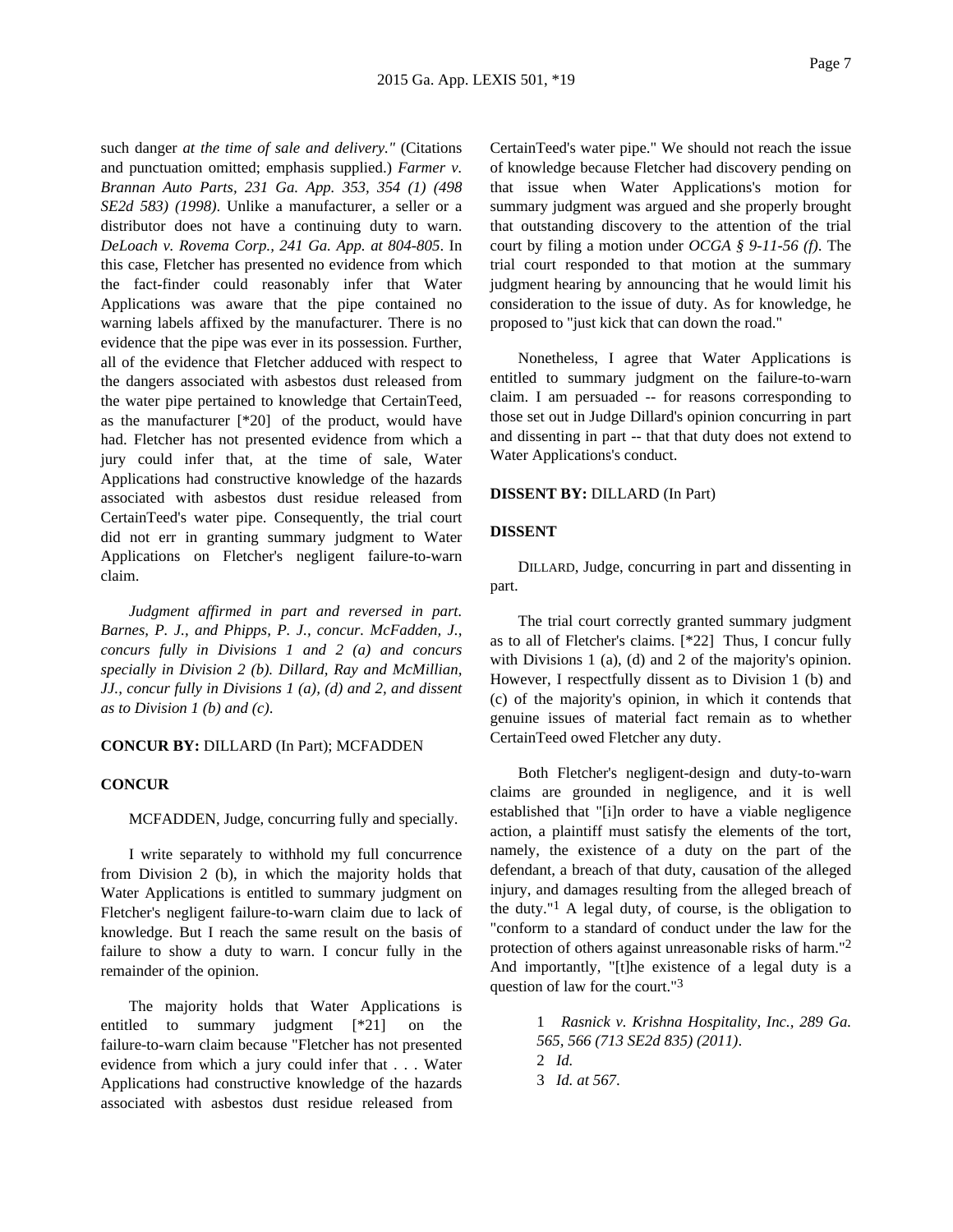such danger *at the time of sale and delivery."* (Citations and punctuation omitted; emphasis supplied.) *Farmer v. Brannan Auto Parts, 231 Ga. App. 353, 354 (1) (498 SE2d 583) (1998)*. Unlike a manufacturer, a seller or a distributor does not have a continuing duty to warn. *DeLoach v. Rovema Corp., 241 Ga. App. at 804-805*. In this case, Fletcher has presented no evidence from which the fact-finder could reasonably infer that Water Applications was aware that the pipe contained no warning labels affixed by the manufacturer. There is no evidence that the pipe was ever in its possession. Further, all of the evidence that Fletcher adduced with respect to the dangers associated with asbestos dust released from the water pipe pertained to knowledge that CertainTeed, as the manufacturer [*20] of the product, would have had. Fletcher has not presented evidence from which a jury could infer that, at the time of sale, Water Applications had constructive knowledge of the hazards associated with asbestos dust residue released from CertainTeed's water pipe. Consequently, the trial court did not err in granting summary judgment to Water Applications on Fletcher's negligent failure-to-warn claim.

*Judgment affirmed in part and reversed in part. Barnes, P. J., and Phipps, P. J., concur. McFadden, J., concurs fully in Divisions 1 and 2 (a) and concurs specially in Division 2 (b). Dillard, Ray and McMillian, JJ., concur fully in Divisions 1 (a), (d) and 2, and dissent as to Division 1 (b) and (c).*

**CONCUR BY:** DILLARD (In Part); MCFADDEN

**CONCUR**

MCFADDEN, Judge, concurring fully and specially.

I write separately to withhold my full concurrence from Division 2 (b), in which the majority holds that Water Applications is entitled to summary judgment on Fletcher's negligent failure-to-warn claim due to lack of knowledge. But I reach the same result on the basis of failure to show a duty to warn. I concur fully in the remainder of the opinion.

The majority holds that Water Applications is entitled to summary judgment [*21] on the failure-to-warn claim because "Fletcher has not presented evidence from which a jury could infer that . . . Water Applications had constructive knowledge of the hazards associated with asbestos dust residue released from CertainTeed's water pipe." We should not reach the issue of knowledge because Fletcher had discovery pending on that issue when Water Applications's motion for summary judgment was argued and she properly brought that outstanding discovery to the attention of the trial court by filing a motion under *OCGA § 9-11-56 (f)*. The trial court responded to that motion at the summary judgment hearing by announcing that he would limit his consideration to the issue of duty. As for knowledge, he proposed to "just kick that can down the road."

Nonetheless, I agree that Water Applications is entitled to summary judgment on the failure-to-warn claim. I am persuaded -- for reasons corresponding to those set out in Judge Dillard's opinion concurring in part and dissenting in part -- that that duty does not extend to Water Applications's conduct.

**DISSENT BY:** DILLARD (In Part)

**DISSENT**

DILLARD, Judge, concurring in part and dissenting in part.

The trial court correctly granted summary judgment as to all of Fletcher's claims. [*22] Thus, I concur fully with Divisions 1 (a), (d) and 2 of the majority's opinion. However, I respectfully dissent as to Division 1 (b) and (c) of the majority's opinion, in which it contends that genuine issues of material fact remain as to whether CertainTeed owed Fletcher any duty.

Both Fletcher's negligent-design and duty-to-warn claims are grounded in negligence, and it is well established that "[i]n order to have a viable negligence action, a plaintiff must satisfy the elements of the tort, namely, the existence of a duty on the part of the defendant, a breach of that duty, causation of the alleged injury, and damages resulting from the alleged breach of the duty."[1] A legal duty, of course, is the obligation to "conform to a standard of conduct under the law for the protection of others against unreasonable risks of harm."[2] And importantly, "[t]he existence of a legal duty is a question of law for the court."[3]

1 *Rasnick v. Krishna Hospitality, Inc., 289 Ga. 565, 566 (713 SE2d 835) (2011)*.

2 *Id.*

3 *Id. at 567*.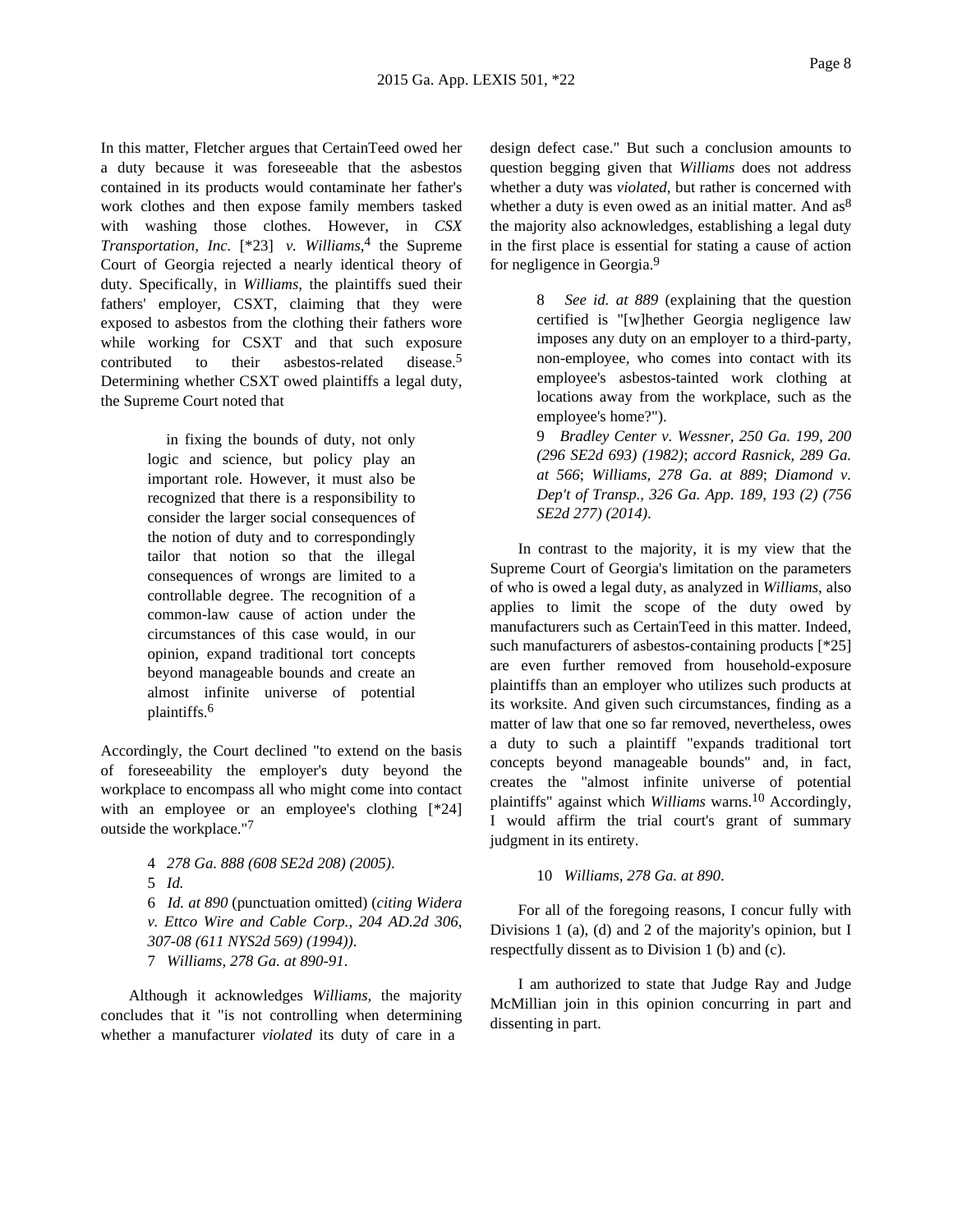In this matter, Fletcher argues that CertainTeed owed her a duty because it was foreseeable that the asbestos contained in its products would contaminate her father's work clothes and then expose family members tasked with washing those clothes. However, in *CSX Transportation, Inc.* [*23] *v. Williams*,[4] the Supreme Court of Georgia rejected a nearly identical theory of duty. Specifically, in *Williams*, the plaintiffs sued their fathers' employer, CSXT, claiming that they were exposed to asbestos from the clothing their fathers wore while working for CSXT and that such exposure contributed to their asbestos-related disease.[5] Determining whether CSXT owed plaintiffs a legal duty, the Supreme Court noted that

> in fixing the bounds of duty, not only logic and science, but policy play an important role. However, it must also be recognized that there is a responsibility to consider the larger social consequences of the notion of duty and to correspondingly tailor that notion so that the illegal consequences of wrongs are limited to a controllable degree. The recognition of a common-law cause of action under the circumstances of this case would, in our opinion, expand traditional tort concepts beyond manageable bounds and create an almost infinite universe of potential plaintiffs.[6]

Accordingly, the Court declined "to extend on the basis of foreseeability the employer's duty beyond the workplace to encompass all who might come into contact with an employee or an employee's clothing [*24] outside the workplace."[7]

4 *278 Ga. 888 (608 SE2d 208) (2005)*.

5 *Id.*

6 *Id. at 890* (punctuation omitted) (*citing Widera v. Ettco Wire and Cable Corp., 204 AD.2d 306, 307-08 (611 NYS2d 569) (1994))*.

7 *Williams, 278 Ga. at 890-91*.

Although it acknowledges *Williams*, the majority concludes that it "is not controlling when determining whether a manufacturer *violated* its duty of care in a design defect case." But such a conclusion amounts to question begging given that *Williams* does not address whether a duty was *violated*, but rather is concerned with whether a duty is even owed as an initial matter. And as[8] the majority also acknowledges, establishing a legal duty in the first place is essential for stating a cause of action for negligence in Georgia.[9]

8 *See id. at 889* (explaining that the question certified is "[w]hether Georgia negligence law imposes any duty on an employer to a third-party, non-employee, who comes into contact with its employee's asbestos-tainted work clothing at locations away from the workplace, such as the employee's home?").

9 *Bradley Center v. Wessner, 250 Ga. 199, 200 (296 SE2d 693) (1982)*; *accord Rasnick, 289 Ga. at 566*; *Williams, 278 Ga. at 889*; *Diamond v. Dep't of Transp., 326 Ga. App. 189, 193 (2) (756 SE2d 277) (2014)*.

In contrast to the majority, it is my view that the Supreme Court of Georgia's limitation on the parameters of who is owed a legal duty, as analyzed in *Williams*, also applies to limit the scope of the duty owed by manufacturers such as CertainTeed in this matter. Indeed, such manufacturers of asbestos-containing products [*25] are even further removed from household-exposure plaintiffs than an employer who utilizes such products at its worksite. And given such circumstances, finding as a matter of law that one so far removed, nevertheless, owes a duty to such a plaintiff "expands traditional tort concepts beyond manageable bounds" and, in fact, creates the "almost infinite universe of potential plaintiffs" against which *Williams* warns.[10] Accordingly, I would affirm the trial court's grant of summary judgment in its entirety.

10 *Williams, 278 Ga. at 890*.

For all of the foregoing reasons, I concur fully with Divisions 1 (a), (d) and 2 of the majority's opinion, but I respectfully dissent as to Division 1 (b) and (c).

I am authorized to state that Judge Ray and Judge McMillian join in this opinion concurring in part and dissenting in part.